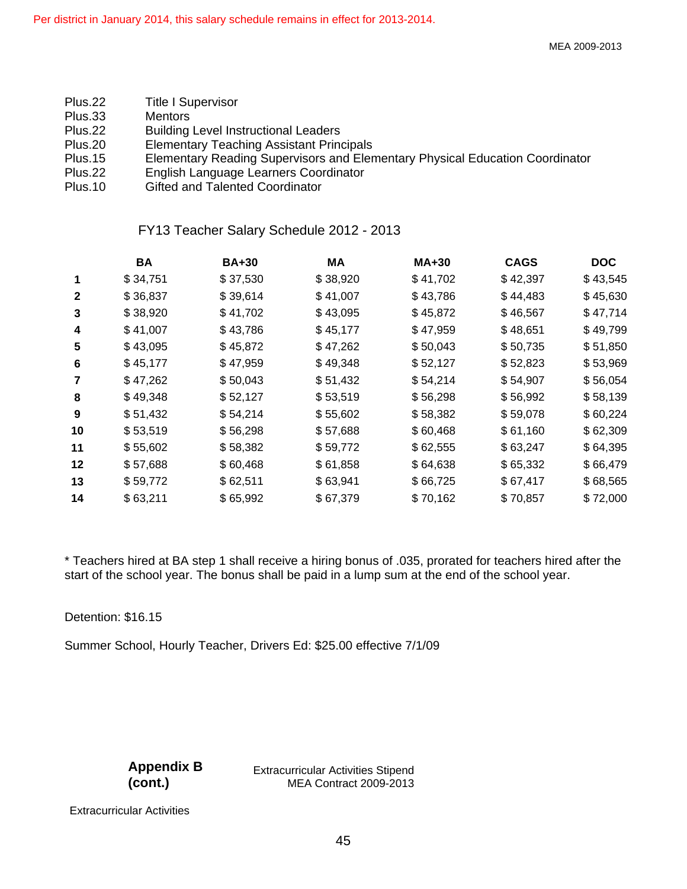Per district in January 2014, this salary schedule remains in effect for 2013-2014.

| | |
|---|---|
| Plus.22 | Title I Supervisor |
| Plus.33 | Mentors |
| Plus.22 | Building Level Instructional Leaders |
| Plus.20 | Elementary Teaching Assistant Principals |
| Plus.15 | Elementary Reading Supervisors and Elementary Physical Education Coordinator |
| Plus.22 | English Language Learners Coordinator |
| Plus.10 | Gifted and Talented Coordinator |

## FY13 Teacher Salary Schedule 2012 - 2013

| | BA | BA+30 | MA | MA+30 | CAGS | DOC |
|---|---|---|---|---|---|---|
| 1 | $ 34,751 | $ 37,530 | $ 38,920 | $ 41,702 | $ 42,397 | $ 43,545 |
| 2 | $ 36,837 | $ 39,614 | $ 41,007 | $ 43,786 | $ 44,483 | $ 45,630 |
| 3 | $ 38,920 | $ 41,702 | $ 43,095 | $ 45,872 | $ 46,567 | $ 47,714 |
| 4 | $ 41,007 | $ 43,786 | $ 45,177 | $ 47,959 | $ 48,651 | $ 49,799 |
| 5 | $ 43,095 | $ 45,872 | $ 47,262 | $ 50,043 | $ 50,735 | $ 51,850 |
| 6 | $ 45,177 | $ 47,959 | $ 49,348 | $ 52,127 | $ 52,823 | $ 53,969 |
| 7 | $ 47,262 | $ 50,043 | $ 51,432 | $ 54,214 | $ 54,907 | $ 56,054 |
| 8 | $ 49,348 | $ 52,127 | $ 53,519 | $ 56,298 | $ 56,992 | $ 58,139 |
| 9 | $ 51,432 | $ 54,214 | $ 55,602 | $ 58,382 | $ 59,078 | $ 60,224 |
| 10 | $ 53,519 | $ 56,298 | $ 57,688 | $ 60,468 | $ 61,160 | $ 62,309 |
| 11 | $ 55,602 | $ 58,382 | $ 59,772 | $ 62,555 | $ 63,247 | $ 64,395 |
| 12 | $ 57,688 | $ 60,468 | $ 61,858 | $ 64,638 | $ 65,332 | $ 66,479 |
| 13 | $ 59,772 | $ 62,511 | $ 63,941 | $ 66,725 | $ 67,417 | $ 68,565 |
| 14 | $ 63,211 | $ 65,992 | $ 67,379 | $ 70,162 | $ 70,857 | $ 72,000 |

* Teachers hired at BA step 1 shall receive a hiring bonus of .035, prorated for teachers hired after the start of the school year. The bonus shall be paid in a lump sum at the end of the school year.

Detention: $16.15

Summer School, Hourly Teacher, Drivers Ed: $25.00 effective 7/1/09

**Appendix B (cont.)**

Extracurricular Activities Stipend
MEA Contract 2009-2013

Extracurricular Activities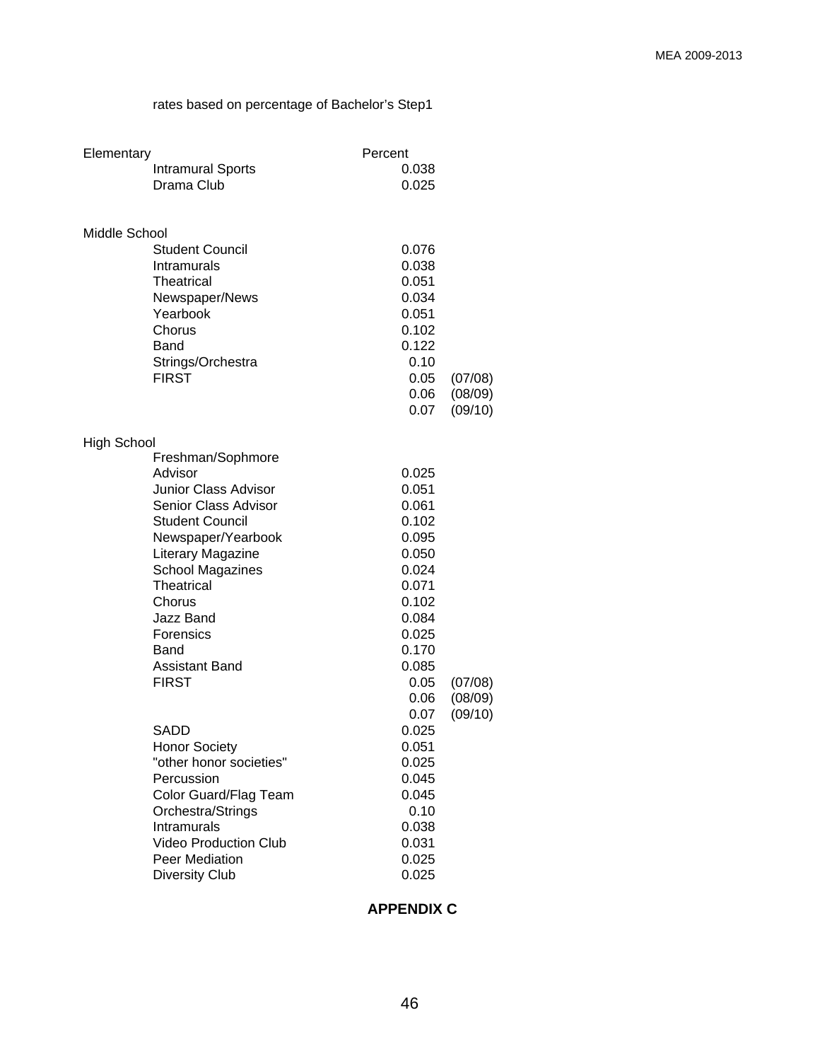rates based on percentage of Bachelor's Step1

| | | | |
|---|---|---|---|
| Elementary | | Percent | |
| | Intramural Sports | 0.038 | |
| | Drama Club | 0.025 | |
| Middle School | | | |
| | Student Council | 0.076 | |
| | Intramurals | 0.038 | |
| | Theatrical | 0.051 | |
| | Newspaper/News | 0.034 | |
| | Yearbook | 0.051 | |
| | Chorus | 0.102 | |
| | Band | 0.122 | |
| | Strings/Orchestra | 0.10 | |
| | FIRST | 0.05 | (07/08) |
| | | 0.06 | (08/09) |
| | | 0.07 | (09/10) |
| High School | | | |
| | Freshman/Sophmore Advisor | 0.025 | |
| | Junior Class Advisor | 0.051 | |
| | Senior Class Advisor | 0.061 | |
| | Student Council | 0.102 | |
| | Newspaper/Yearbook | 0.095 | |
| | Literary Magazine | 0.050 | |
| | School Magazines | 0.024 | |
| | Theatrical | 0.071 | |
| | Chorus | 0.102 | |
| | Jazz Band | 0.084 | |
| | Forensics | 0.025 | |
| | Band | 0.170 | |
| | Assistant Band | 0.085 | |
| | FIRST | 0.05 | (07/08) |
| | | 0.06 | (08/09) |
| | | 0.07 | (09/10) |
| | SADD | 0.025 | |
| | Honor Society | 0.051 | |
| | "other honor societies" | 0.025 | |
| | Percussion | 0.045 | |
| | Color Guard/Flag Team | 0.045 | |
| | Orchestra/Strings | 0.10 | |
| | Intramurals | 0.038 | |
| | Video Production Club | 0.031 | |
| | Peer Mediation | 0.025 | |
| | Diversity Club | 0.025 | |

**APPENDIX C**